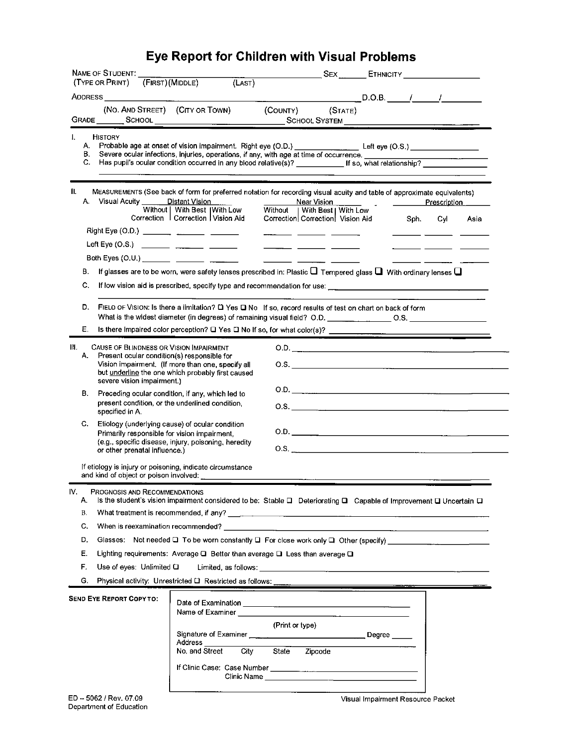# Eye Report for Children with Visual Problems

NAME OF STUDENT: ______________________________ SEX ______ ETHNICITY ________________
(TYPE OR PRINT) (FIRST) (MIDDLE) (LAST)

ADDRESS ______________________________________________ D.O.B. ____/____/________
(NO. AND STREET) (CITY OR TOWN) (COUNTY) (STATE)

GRADE ______ SCHOOL ____________________________ SCHOOL SYSTEM ____________________

## I. HISTORY

A. Probable age at onset of vision impairment. Right eye (O.D.) ______________ Left eye (O.S.) ______________

B. Severe ocular infections, injuries, operations, if any, with age at time of occurrence. ______________

C. Has pupil's ocular condition occurred in any blood relative(s)? __________ If so, what relationship? ______________

## II. MEASUREMENTS (See back of form for preferred notation for recording visual acuity and table of approximate equivalents)

A. Visual Acuity

| | Distant Vision | | | Near Vision | | | Prescription | | |
|---|---|---|---|---|---|---|---|---|---|
| | Without Correction | With Best Correction | With Low Vision Aid | Without Correction | With Best Correction | With Low Vision Aid | Sph. | Cyl | Asia |
| Right Eye (O.D.) | | | | | | | | | |
| Left Eye (O.S.) | | | | | | | | | |
| Both Eyes (O.U.) | | | | | | | | | |

B. If glasses are to be worn, were safety lenses prescribed in: Plastic ☐ Tempered glass ☐ With ordinary lenses ☐

C. If low vision aid is prescribed, specify type and recommendation for use: ______________

D. FIELD OF VISION: Is there a limitation? ☐ Yes ☐ No If so, record results of test on chart on back of form
What is the widest diameter (in degrees) of remaining visual field? O.D. ______________ O.S. ______________

E. Is there impaired color perception? ☐ Yes ☐ No If so, for what color(s)? ______________

## III. CAUSE OF BLINDNESS OR VISION IMPAIRMENT

A. Present ocular condition(s) responsible for Vision impairment. (If more than one, specify all but underline the one which probably first caused severe vision impairment.)
O.D. ______________
O.S. ______________

B. Preceding ocular condition, if any, which led to present condition, or the underlined condition, specified in A.
O.D. ______________
O.S. ______________

C. Etiology (underlying cause) of ocular condition Primarily responsible for vision impairment, (e.g., specific disease, injury, poisoning, heredity or other prenatal influence.)
O.D. ______________
O.S. ______________

If etiology is injury or poisoning, indicate circumstance and kind of object or poison involved: ______________

## IV. PROGNOSIS AND RECOMMENDATIONS

A. Is the student's vision impairment considered to be: Stable ☐ Deteriorating ☐ Capable of Improvement ☐ Uncertain ☐

B. What treatment is recommended, if any? ______________

C. When is reexamination recommended? ______________

D. Glasses: Not needed ☐ To be worn constantly ☐ For close work only ☐ Other (specify) ______________

E. Lighting requirements: Average ☐ Better than average ☐ Less than average ☐

F. Use of eyes: Unlimited ☐ Limited, as follows: ______________

G. Physical activity: Unrestricted ☐ Restricted as follows: ______________

**SEND EYE REPORT COPY TO:**

Date of Examination ______________
Name of Examiner ______________
(Print or type)
Signature of Examiner ______________ Degree _____
Address ______________
No. and Street City State Zipcode

If Clinic Case: Case Number ______________
Clinic Name ______________

ED – 5062 / Rev. 07.09
Department of Education

Visual Impairment Resource Packet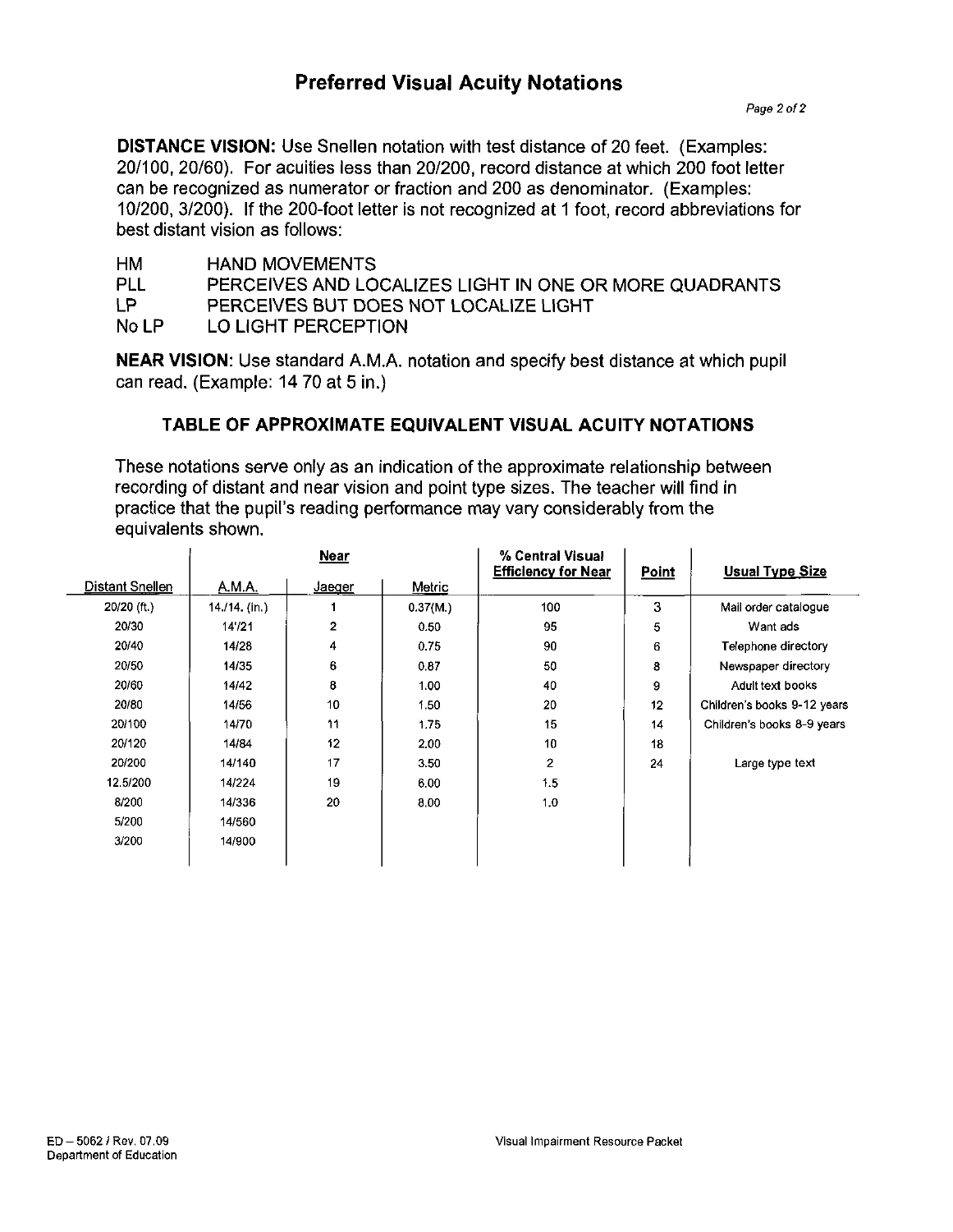# Preferred Visual Acuity Notations

**DISTANCE VISION:** Use Snellen notation with test distance of 20 feet. (Examples: 20/100, 20/60). For acuities less than 20/200, record distance at which 200 foot letter can be recognized as numerator or fraction and 200 as denominator. (Examples: 10/200, 3/200). If the 200-foot letter is not recognized at 1 foot, record abbreviations for best distant vision as follows:

| | |
|---|---|
| HM | HAND MOVEMENTS |
| PLL | PERCEIVES AND LOCALIZES LIGHT IN ONE OR MORE QUADRANTS |
| LP | PERCEIVES BUT DOES NOT LOCALIZE LIGHT |
| No LP | LO LIGHT PERCEPTION |

**NEAR VISION**: Use standard A.M.A. notation and specify best distance at which pupil can read. (Example: 14 70 at 5 in.)

### TABLE OF APPROXIMATE EQUIVALENT VISUAL ACUITY NOTATIONS

These notations serve only as an indication of the approximate relationship between recording of distant and near vision and point type sizes. The teacher will find in practice that the pupil's reading performance may vary considerably from the equivalents shown.

| | Near | | | % Central Visual Efficiency for Near | Point | Usual Type Size |
|---|---|---|---|---|---|---|
| Distant Snellen | A.M.A. | Jaeger | Metric | | | |
| 20/20 (ft.) | 14./14. (In.) | 1 | 0.37(M.) | 100 | 3 | Mail order catalogue |
| 20/30 | 14'/21 | 2 | 0.50 | 95 | 5 | Want ads |
| 20/40 | 14/28 | 4 | 0.75 | 90 | 6 | Telephone directory |
| 20/50 | 14/35 | 6 | 0.87 | 50 | 8 | Newspaper directory |
| 20/60 | 14/42 | 8 | 1.00 | 40 | 9 | Adult text books |
| 20/80 | 14/56 | 10 | 1.50 | 20 | 12 | Children's books 9-12 years |
| 20/100 | 14/70 | 11 | 1.75 | 15 | 14 | Children's books 8-9 years |
| 20/120 | 14/84 | 12 | 2.00 | 10 | 18 | |
| 20/200 | 14/140 | 17 | 3.50 | 2 | 24 | Large type text |
| 12.5/200 | 14/224 | 19 | 6.00 | 1.5 | | |
| 8/200 | 14/336 | 20 | 8.00 | 1.0 | | |
| 5/200 | 14/560 | | | | | |
| 3/200 | 14/800 | | | | | |

ED – 5062 / Rev. 07.09
Department of Education

Visual Impairment Resource Packet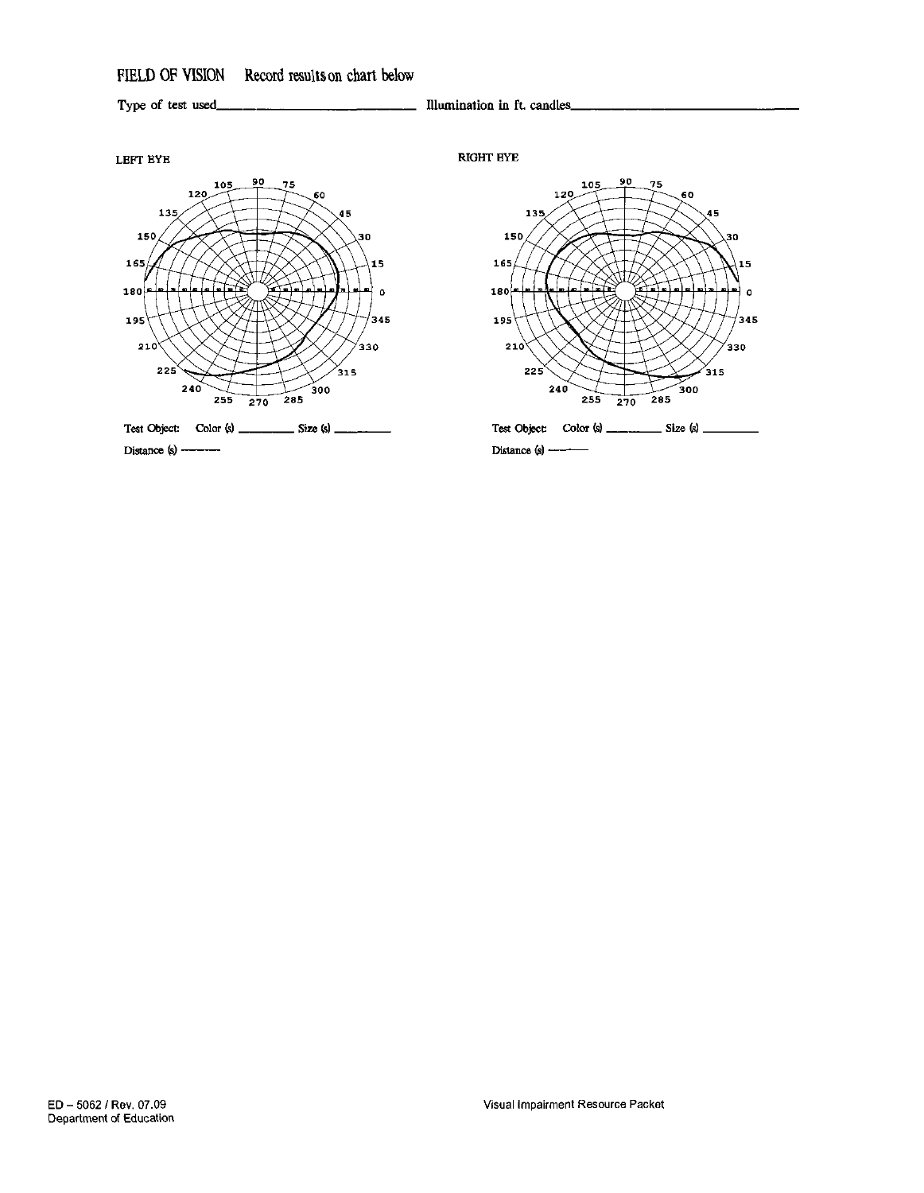FIELD OF VISION Record results on chart below

Type of test used________________________ Illumination in ft. candles________________________

LEFT EYE

105 90 75
120 60
135 45
150 30
165 15
180 0
195 345
210 330
225 315
240 300
255 270 285

Test Object: Color (s) ________ Size (s) ________

Distance (s) --------

RIGHT EYE

105 90 75
120 60
135 45
150 30
165 15
180 0
195 345
210 330
225 315
240 300
255 270 285

Test Object: Color (s) ________ Size (s) ________

Distance (s) --------